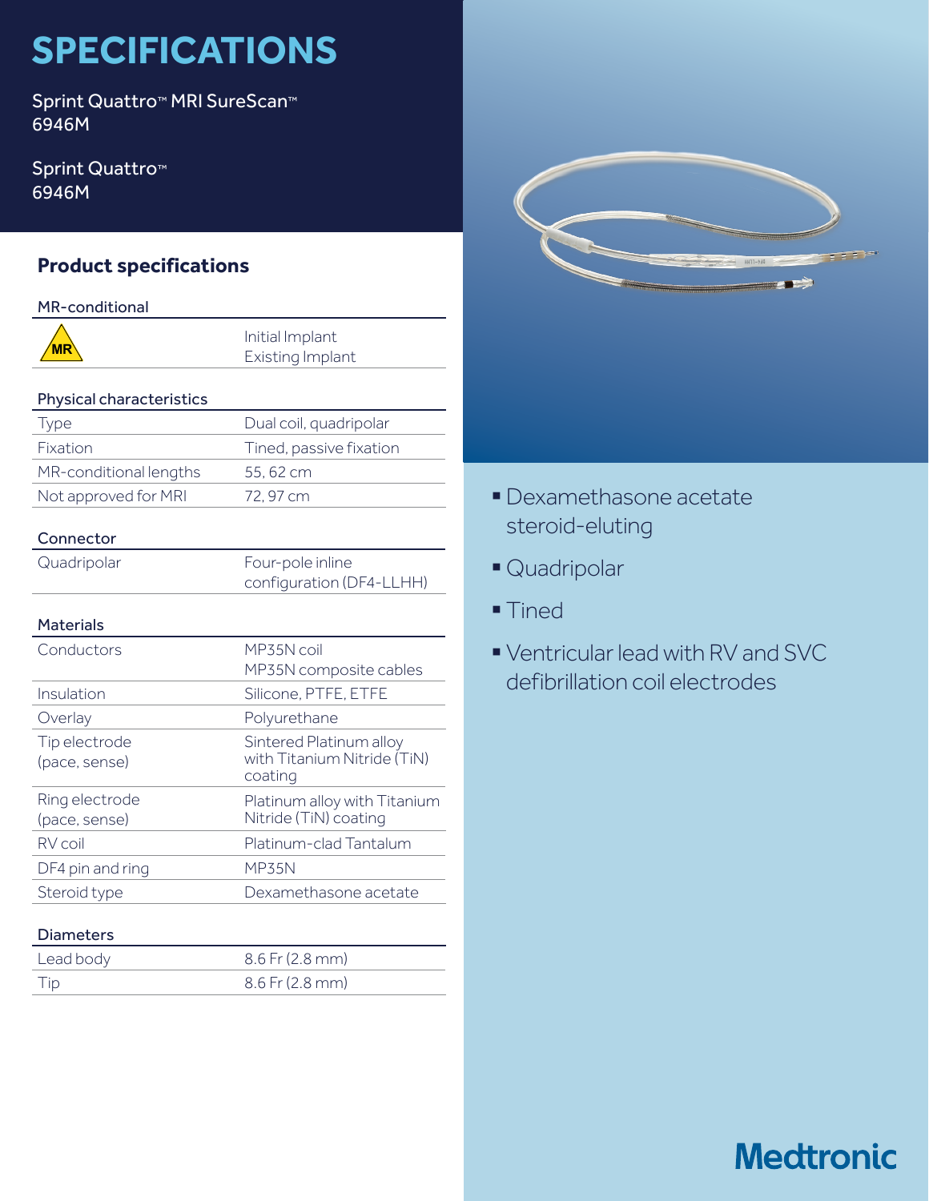# SPECIFICATIONS

Sprint Quattro™ MRI SureScan™
6946M

Sprint Quattro™
6946M

## Product specifications

| MR-conditional | |
| --- | --- |
| MR | Initial Implant<br>Existing Implant |

| Physical characteristics | |
| --- | --- |
| Type | Dual coil, quadripolar |
| Fixation | Tined, passive fixation |
| MR-conditional lengths | 55, 62 cm |
| Not approved for MRI | 72, 97 cm |

| Connector | |
| --- | --- |
| Quadripolar | Four-pole inline configuration (DF4-LLHH) |

| Materials | |
| --- | --- |
| Conductors | MP35N coil<br>MP35N composite cables |
| Insulation | Silicone, PTFE, ETFE |
| Overlay | Polyurethane |
| Tip electrode (pace, sense) | Sintered Platinum alloy with Titanium Nitride (TiN) coating |
| Ring electrode (pace, sense) | Platinum alloy with Titanium Nitride (TiN) coating |
| RV coil | Platinum-clad Tantalum |
| DF4 pin and ring | MP35N |
| Steroid type | Dexamethasone acetate |

| Diameters | |
| --- | --- |
| Lead body | 8.6 Fr (2.8 mm) |
| Tip | 8.6 Fr (2.8 mm) |

- Dexamethasone acetate steroid-eluting
- Quadripolar
- Tined
- Ventricular lead with RV and SVC defibrillation coil electrodes

Medtronic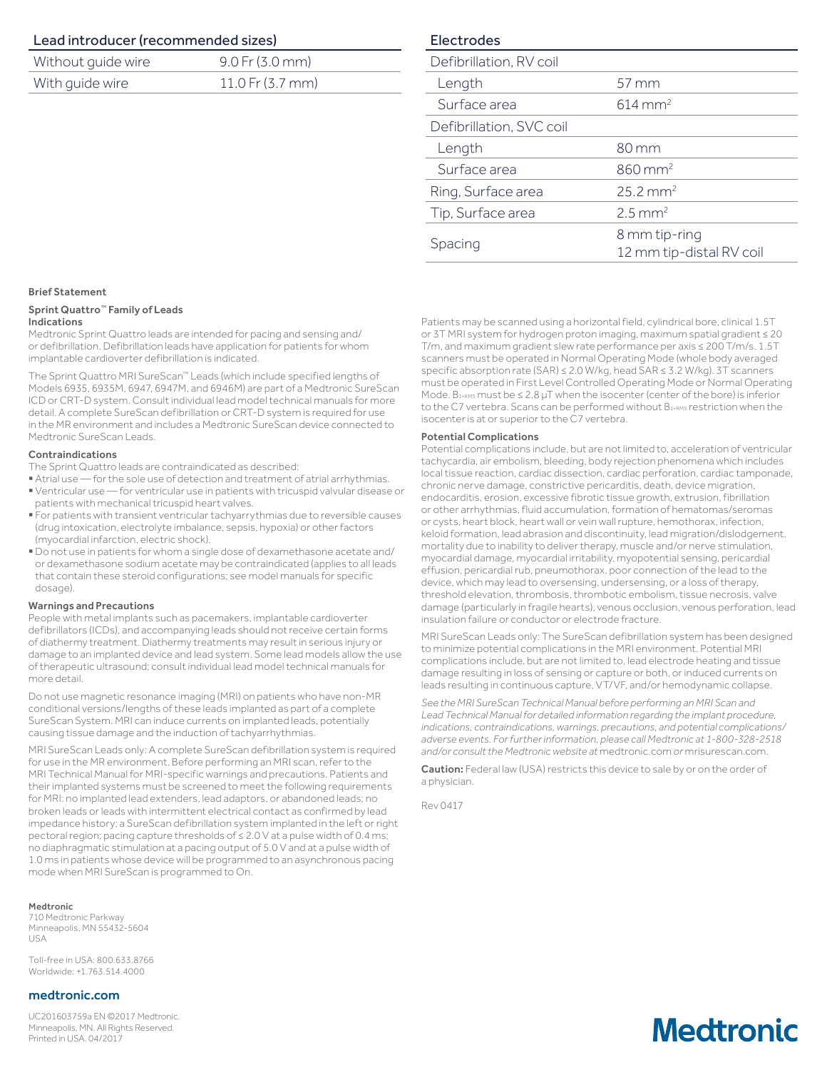## Lead introducer (recommended sizes)

| | |
|---|---|
| Without guide wire | 9.0 Fr (3.0 mm) |
| With guide wire | 11.0 Fr (3.7 mm) |

## Electrodes

| | |
|---|---|
| Defibrillation, RV coil | |
| Length | 57 mm |
| Surface area | 614 mm² |
| Defibrillation, SVC coil | |
| Length | 80 mm |
| Surface area | 860 mm² |
| Ring, Surface area | 25.2 mm² |
| Tip, Surface area | 2.5 mm² |
| Spacing | 8 mm tip-ring<br>12 mm tip-distal RV coil |

**Brief Statement**

**Sprint Quattro™ Family of Leads**

**Indications**

Medtronic Sprint Quattro leads are intended for pacing and sensing and/or defibrillation. Defibrillation leads have application for patients for whom implantable cardioverter defibrillation is indicated.

The Sprint Quattro MRI SureScan™ Leads (which include specified lengths of Models 6935, 6935M, 6947, 6947M, and 6946M) are part of a Medtronic SureScan ICD or CRT-D system. Consult individual lead model technical manuals for more detail. A complete SureScan defibrillation or CRT-D system is required for use in the MR environment and includes a Medtronic SureScan device connected to Medtronic SureScan Leads.

**Contraindications**

The Sprint Quattro leads are contraindicated as described:

- Atrial use — for the sole use of detection and treatment of atrial arrhythmias.
- Ventricular use — for ventricular use in patients with tricuspid valvular disease or patients with mechanical tricuspid heart valves.
- For patients with transient ventricular tachyarrhythmias due to reversible causes (drug intoxication, electrolyte imbalance, sepsis, hypoxia) or other factors (myocardial infarction, electric shock).
- Do not use in patients for whom a single dose of dexamethasone acetate and/or dexamethasone sodium acetate may be contraindicated (applies to all leads that contain these steroid configurations; see model manuals for specific dosage).

**Warnings and Precautions**

People with metal implants such as pacemakers, implantable cardioverter defibrillators (ICDs), and accompanying leads should not receive certain forms of diathermy treatment. Diathermy treatments may result in serious injury or damage to an implanted device and lead system. Some lead models allow the use of therapeutic ultrasound; consult individual lead model technical manuals for more detail.

Do not use magnetic resonance imaging (MRI) on patients who have non-MR conditional versions/lengths of these leads implanted as part of a complete SureScan System. MRI can induce currents on implanted leads, potentially causing tissue damage and the induction of tachyarrhythmias.

MRI SureScan Leads only: A complete SureScan defibrillation system is required for use in the MR environment. Before performing an MRI scan, refer to the MRI Technical Manual for MRI-specific warnings and precautions. Patients and their implanted systems must be screened to meet the following requirements for MRI: no implanted lead extenders, lead adaptors, or abandoned leads; no broken leads or leads with intermittent electrical contact as confirmed by lead impedance history; a SureScan defibrillation system implanted in the left or right pectoral region; pacing capture thresholds of ≤ 2.0 V at a pulse width of 0.4 ms; no diaphragmatic stimulation at a pacing output of 5.0 V and at a pulse width of 1.0 ms in patients whose device will be programmed to an asynchronous pacing mode when MRI SureScan is programmed to On.

Patients may be scanned using a horizontal field, cylindrical bore, clinical 1.5T or 3T MRI system for hydrogen proton imaging, maximum spatial gradient ≤ 20 T/m, and maximum gradient slew rate performance per axis ≤ 200 T/m/s. 1.5T scanners must be operated in Normal Operating Mode (whole body averaged specific absorption rate (SAR) ≤ 2.0 W/kg, head SAR ≤ 3.2 W/kg). 3T scanners must be operated in First Level Controlled Operating Mode or Normal Operating Mode. $B_{1+RMS}$ must be ≤ 2.8 μT when the isocenter (center of the bore) is inferior to the C7 vertebra. Scans can be performed without $B_{1+RMS}$ restriction when the isocenter is at or superior to the C7 vertebra.

**Potential Complications**

Potential complications include, but are not limited to, acceleration of ventricular tachycardia, air embolism, bleeding, body rejection phenomena which includes local tissue reaction, cardiac dissection, cardiac perforation, cardiac tamponade, chronic nerve damage, constrictive pericarditis, death, device migration, endocarditis, erosion, excessive fibrotic tissue growth, extrusion, fibrillation or other arrhythmias, fluid accumulation, formation of hematomas/seromas or cysts, heart block, heart wall or vein wall rupture, hemothorax, infection, keloid formation, lead abrasion and discontinuity, lead migration/dislodgement, mortality due to inability to deliver therapy, muscle and/or nerve stimulation, myocardial damage, myocardial irritability, myopotential sensing, pericardial effusion, pericardial rub, pneumothorax, poor connection of the lead to the device, which may lead to oversensing, undersensing, or a loss of therapy, threshold elevation, thrombosis, thrombotic embolism, tissue necrosis, valve damage (particularly in fragile hearts), venous occlusion, venous perforation, lead insulation failure or conductor or electrode fracture.

MRI SureScan Leads only: The SureScan defibrillation system has been designed to minimize potential complications in the MRI environment. Potential MRI complications include, but are not limited to, lead electrode heating and tissue damage resulting in loss of sensing or capture or both, or induced currents on leads resulting in continuous capture, VT/VF, and/or hemodynamic collapse.

*See the MRI SureScan Technical Manual before performing an MRI Scan and Lead Technical Manual for detailed information regarding the implant procedure, indications, contraindications, warnings, precautions, and potential complications/adverse events. For further information, please call Medtronic at 1-800-328-2518 and/or consult the Medtronic website at* medtronic.com *or* mrisurescan.com.

**Caution:** Federal law (USA) restricts this device to sale by or on the order of a physician.

Rev 0417

**Medtronic**
710 Medtronic Parkway
Minneapolis, MN 55432-5604
USA

Toll-free in USA: 800.633.8766
Worldwide: +1.763.514.4000

**medtronic.com**

UC201603759a EN ©2017 Medtronic.
Minneapolis, MN. All Rights Reserved.
Printed in USA. 04/2017

Medtronic